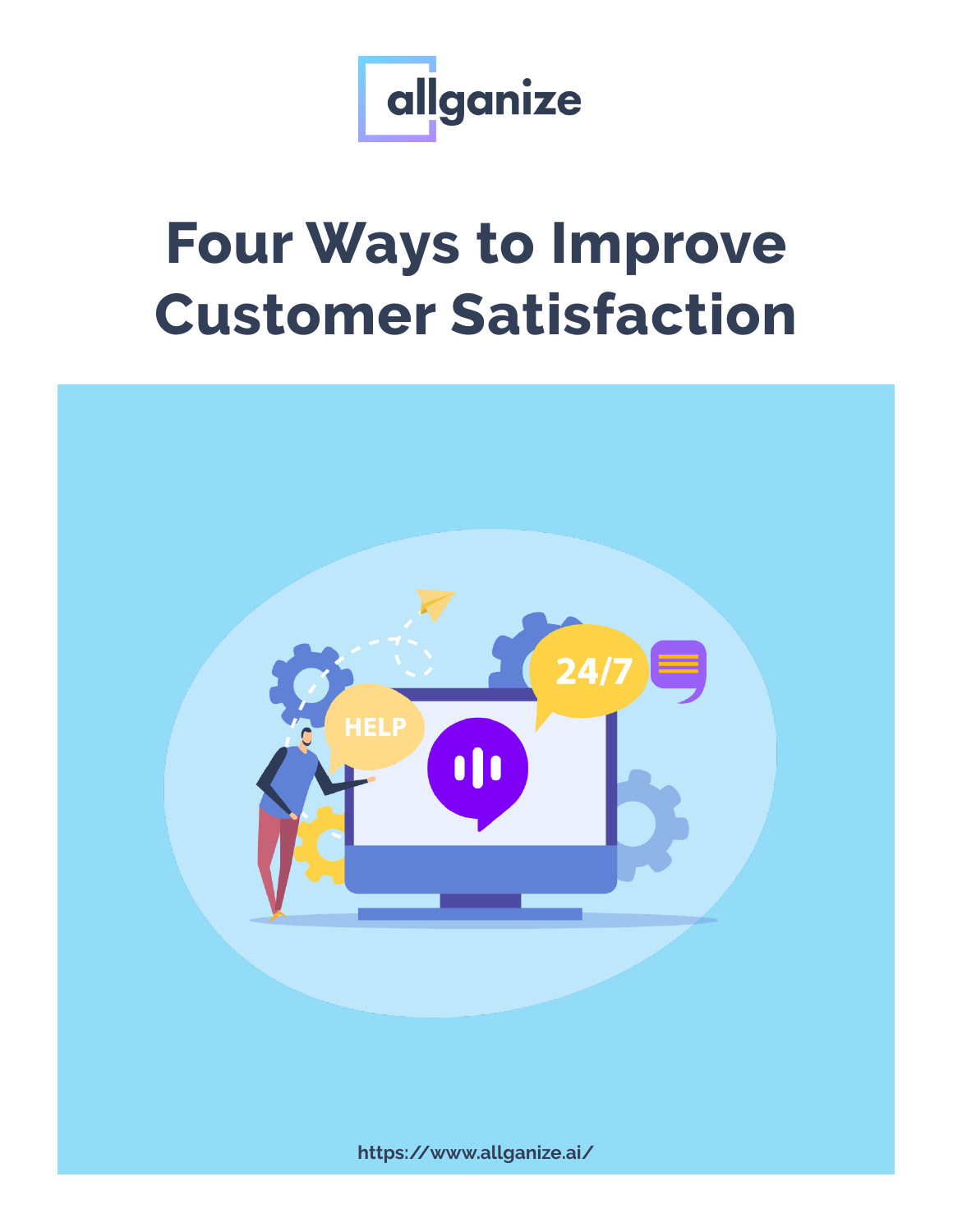allganize

# Four Ways to Improve Customer Satisfaction

https://www.allganize.ai/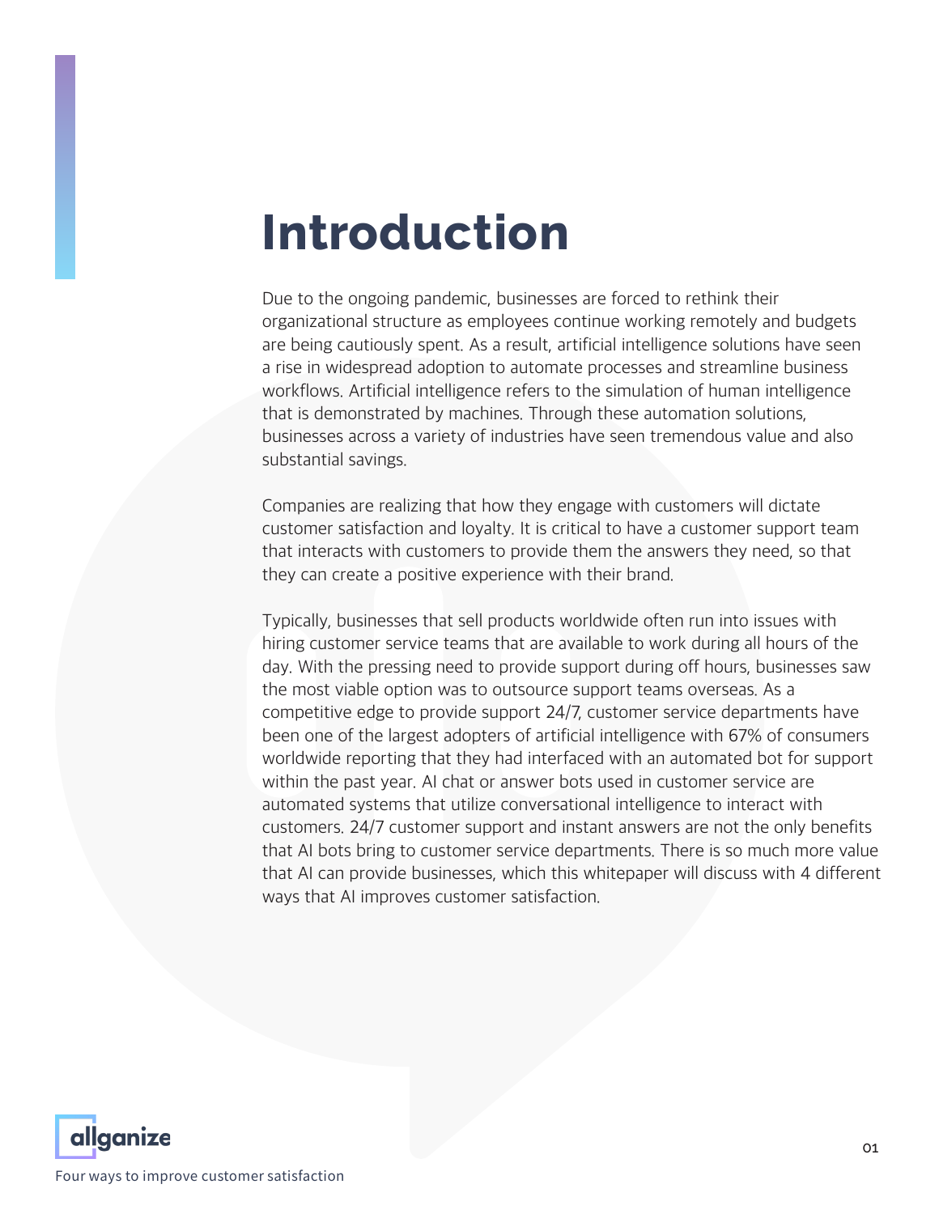# Introduction

Due to the ongoing pandemic, businesses are forced to rethink their organizational structure as employees continue working remotely and budgets are being cautiously spent. As a result, artificial intelligence solutions have seen a rise in widespread adoption to automate processes and streamline business workflows. Artificial intelligence refers to the simulation of human intelligence that is demonstrated by machines. Through these automation solutions, businesses across a variety of industries have seen tremendous value and also substantial savings.

Companies are realizing that how they engage with customers will dictate customer satisfaction and loyalty. It is critical to have a customer support team that interacts with customers to provide them the answers they need, so that they can create a positive experience with their brand.

Typically, businesses that sell products worldwide often run into issues with hiring customer service teams that are available to work during all hours of the day. With the pressing need to provide support during off hours, businesses saw the most viable option was to outsource support teams overseas. As a competitive edge to provide support 24/7, customer service departments have been one of the largest adopters of artificial intelligence with 67% of consumers worldwide reporting that they had interfaced with an automated bot for support within the past year. AI chat or answer bots used in customer service are automated systems that utilize conversational intelligence to interact with customers. 24/7 customer support and instant answers are not the only benefits that AI bots bring to customer service departments. There is so much more value that AI can provide businesses, which this whitepaper will discuss with 4 different ways that AI improves customer satisfaction.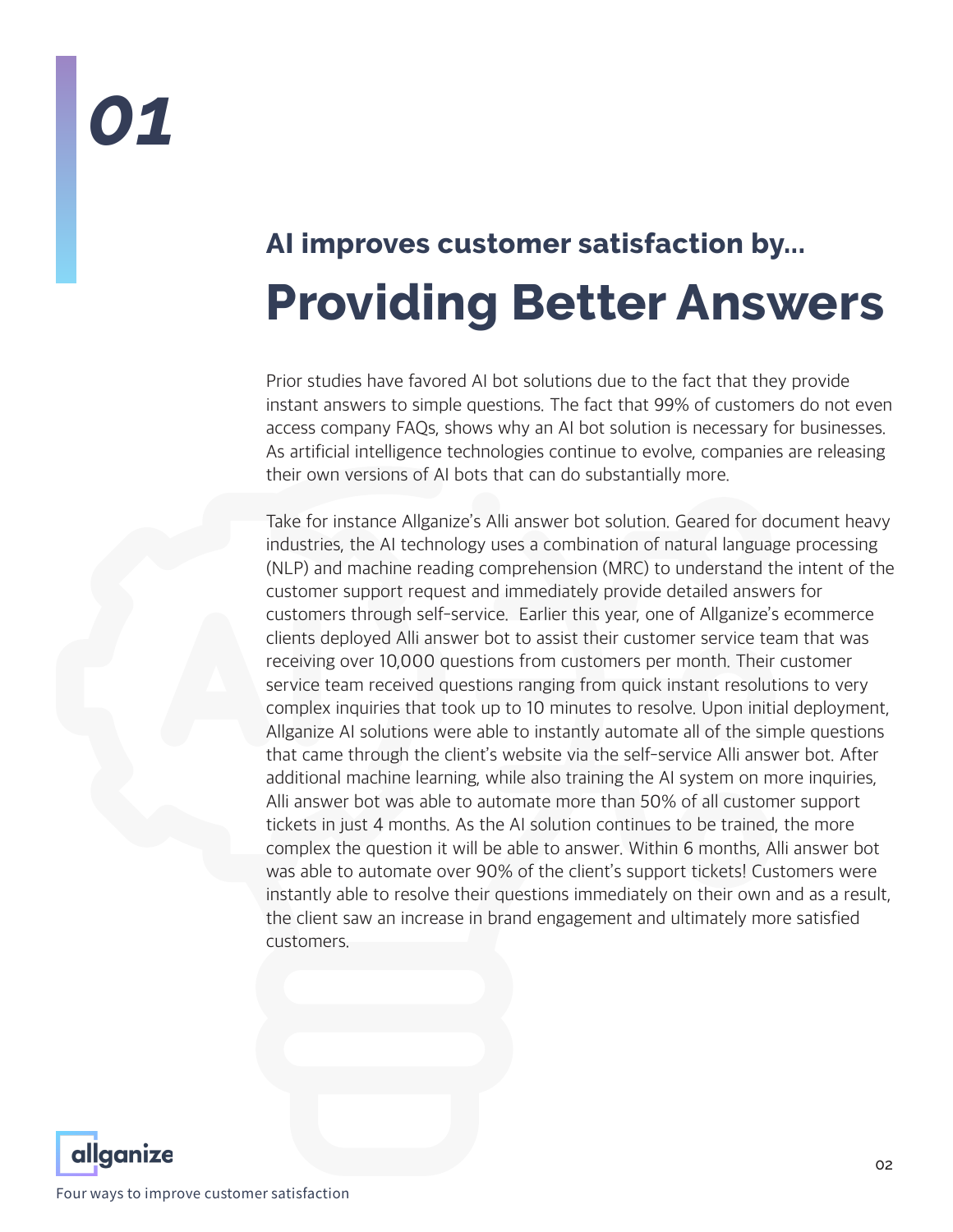# 01

## AI improves customer satisfaction by...

# Providing Better Answers

Prior studies have favored AI bot solutions due to the fact that they provide instant answers to simple questions. The fact that 99% of customers do not even access company FAQs, shows why an AI bot solution is necessary for businesses. As artificial intelligence technologies continue to evolve, companies are releasing their own versions of AI bots that can do substantially more.

Take for instance Allganize's Alli answer bot solution. Geared for document heavy industries, the AI technology uses a combination of natural language processing (NLP) and machine reading comprehension (MRC) to understand the intent of the customer support request and immediately provide detailed answers for customers through self-service. Earlier this year, one of Allganize's ecommerce clients deployed Alli answer bot to assist their customer service team that was receiving over 10,000 questions from customers per month. Their customer service team received questions ranging from quick instant resolutions to very complex inquiries that took up to 10 minutes to resolve. Upon initial deployment, Allganize AI solutions were able to instantly automate all of the simple questions that came through the client's website via the self-service Alli answer bot. After additional machine learning, while also training the AI system on more inquiries, Alli answer bot was able to automate more than 50% of all customer support tickets in just 4 months. As the AI solution continues to be trained, the more complex the question it will be able to answer. Within 6 months, Alli answer bot was able to automate over 90% of the client's support tickets! Customers were instantly able to resolve their questions immediately on their own and as a result, the client saw an increase in brand engagement and ultimately more satisfied customers.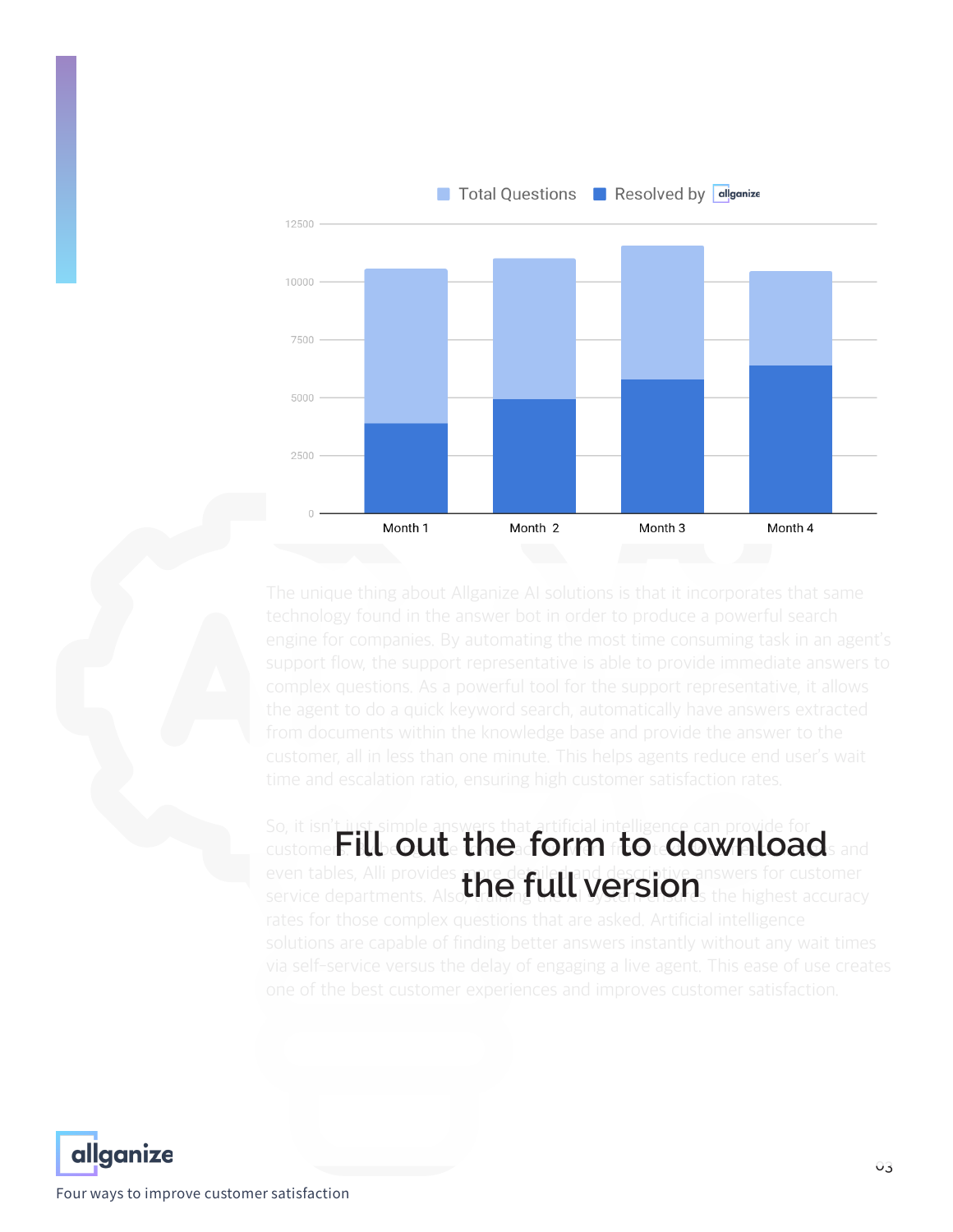Total Questions Resolved by allganize

12500
10000
7500
5000
2500
0

Month 1 Month 2 Month 3 Month 4

The unique thing about Allganize AI solutions is that it incorporates that same technology found in the answer bot in order to produce a powerful search engine for companies. By automating the most time consuming task in an agent's support flow, the support representative is able to provide immediate answers to complex questions. As a powerful tool for the support representative, it allows the agent to do a quick keyword search, automatically have answers extracted from documents within the knowledge base and provide the answer to the customer, all in less than one minute. This helps agents reduce end user's wait time and escalation ratio, ensuring high customer satisfaction rates.

So, it isn't just simple answers that artificial intelligence can provide for customers. ... and even tables, Alli provides more detailed and descriptive answers for customer service departments. Also, ... the highest accuracy rates for those complex questions that are asked. Artificial intelligence solutions are capable of finding better answers instantly without any wait times via self-service versus the delay of engaging a live agent. This ease of use creates one of the best customer experiences and improves customer satisfaction.

**Fill out the form to download the full version**